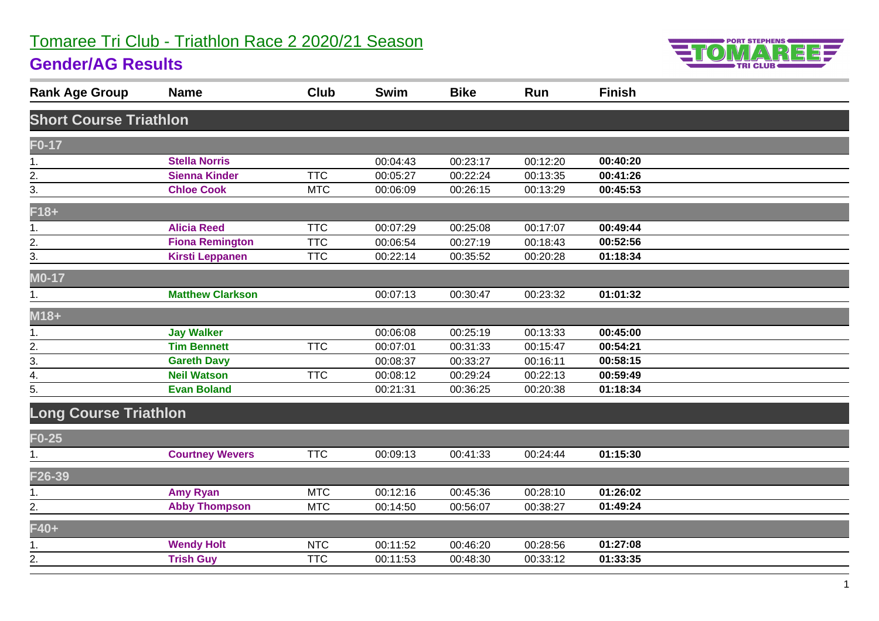# Tomaree Tri Club - Triathlon Race 2 2020/21 Season

## Gender/AG Results

| Rank Age Group | Name | Club | Swim | Bike | Run | Finish |
|---|---|---|---|---|---|---|
| **Short Course Triathlon** | | | | | | |
| **F0-17** | | | | | | |
| 1. | **Stella Norris** | | 00:04:43 | 00:23:17 | 00:12:20 | **00:40:20** |
| 2. | **Sienna Kinder** | TTC | 00:05:27 | 00:22:24 | 00:13:35 | **00:41:26** |
| 3. | **Chloe Cook** | MTC | 00:06:09 | 00:26:15 | 00:13:29 | **00:45:53** |
| **F18+** | | | | | | |
| 1. | **Alicia Reed** | TTC | 00:07:29 | 00:25:08 | 00:17:07 | **00:49:44** |
| 2. | **Fiona Remington** | TTC | 00:06:54 | 00:27:19 | 00:18:43 | **00:52:56** |
| 3. | **Kirsti Leppanen** | TTC | 00:22:14 | 00:35:52 | 00:20:28 | **01:18:34** |
| **M0-17** | | | | | | |
| 1. | **Matthew Clarkson** | | 00:07:13 | 00:30:47 | 00:23:32 | **01:01:32** |
| **M18+** | | | | | | |
| 1. | **Jay Walker** | | 00:06:08 | 00:25:19 | 00:13:33 | **00:45:00** |
| 2. | **Tim Bennett** | TTC | 00:07:01 | 00:31:33 | 00:15:47 | **00:54:21** |
| 3. | **Gareth Davy** | | 00:08:37 | 00:33:27 | 00:16:11 | **00:58:15** |
| 4. | **Neil Watson** | TTC | 00:08:12 | 00:29:24 | 00:22:13 | **00:59:49** |
| 5. | **Evan Boland** | | 00:21:31 | 00:36:25 | 00:20:38 | **01:18:34** |
| **Long Course Triathlon** | | | | | | |
| **F0-25** | | | | | | |
| 1. | **Courtney Wevers** | TTC | 00:09:13 | 00:41:33 | 00:24:44 | **01:15:30** |
| **F26-39** | | | | | | |
| 1. | **Amy Ryan** | MTC | 00:12:16 | 00:45:36 | 00:28:10 | **01:26:02** |
| 2. | **Abby Thompson** | MTC | 00:14:50 | 00:56:07 | 00:38:27 | **01:49:24** |
| **F40+** | | | | | | |
| 1. | **Wendy Holt** | NTC | 00:11:52 | 00:46:20 | 00:28:56 | **01:27:08** |
| 2. | **Trish Guy** | TTC | 00:11:53 | 00:48:30 | 00:33:12 | **01:33:35** |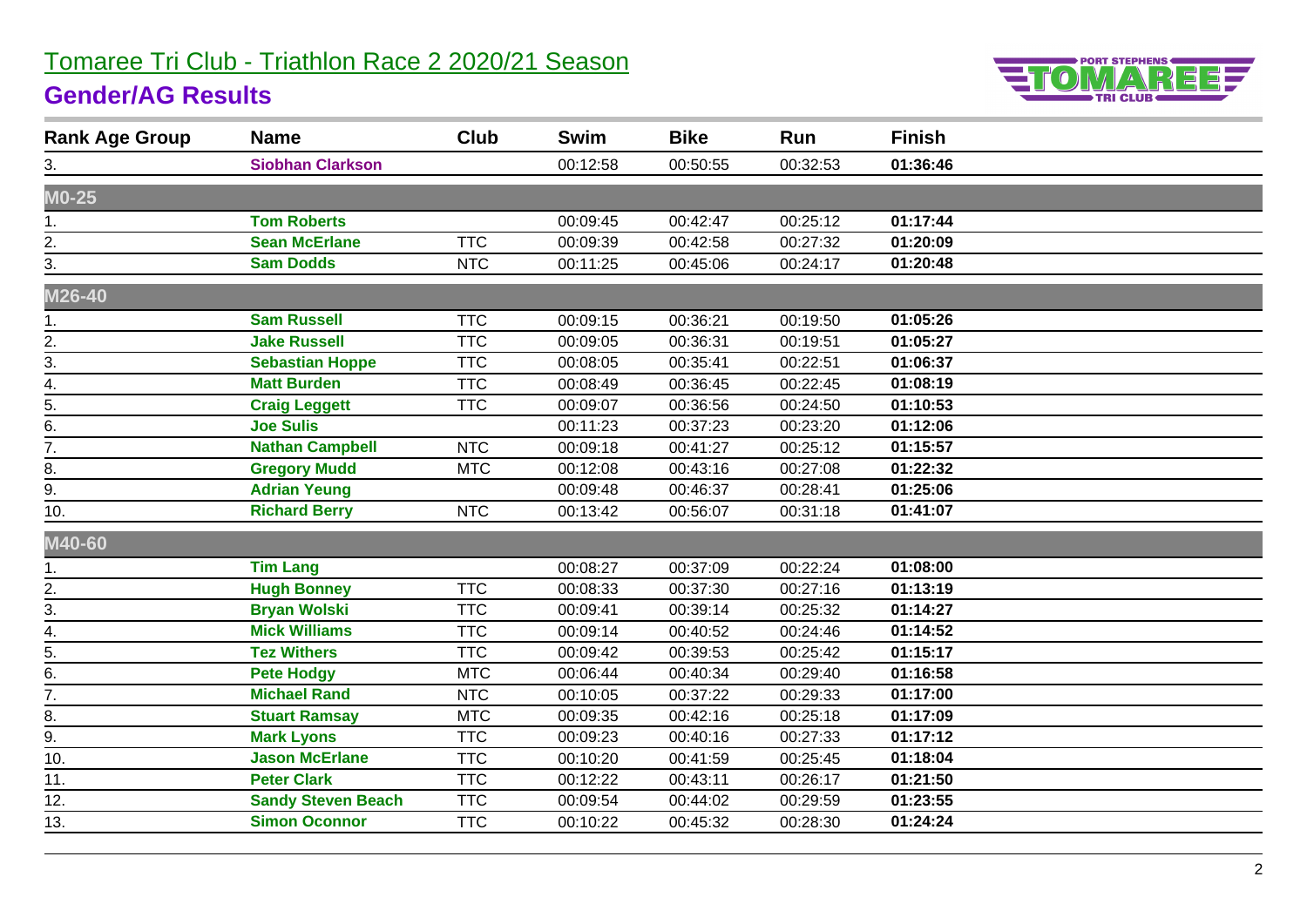# Tomaree Tri Club - Triathlon Race 2 2020/21 Season

## Gender/AG Results

| Rank Age Group | Name | Club | Swim | Bike | Run | Finish |
|---|---|---|---|---|---|---|
| 3. | **Siobhan Clarkson** | | 00:12:58 | 00:50:55 | 00:32:53 | **01:36:46** |
| **M0-25** | | | | | | |
| 1. | **Tom Roberts** | | 00:09:45 | 00:42:47 | 00:25:12 | **01:17:44** |
| 2. | **Sean McErlane** | TTC | 00:09:39 | 00:42:58 | 00:27:32 | **01:20:09** |
| 3. | **Sam Dodds** | NTC | 00:11:25 | 00:45:06 | 00:24:17 | **01:20:48** |
| **M26-40** | | | | | | |
| 1. | **Sam Russell** | TTC | 00:09:15 | 00:36:21 | 00:19:50 | **01:05:26** |
| 2. | **Jake Russell** | TTC | 00:09:05 | 00:36:31 | 00:19:51 | **01:05:27** |
| 3. | **Sebastian Hoppe** | TTC | 00:08:05 | 00:35:41 | 00:22:51 | **01:06:37** |
| 4. | **Matt Burden** | TTC | 00:08:49 | 00:36:45 | 00:22:45 | **01:08:19** |
| 5. | **Craig Leggett** | TTC | 00:09:07 | 00:36:56 | 00:24:50 | **01:10:53** |
| 6. | **Joe Sulis** | | 00:11:23 | 00:37:23 | 00:23:20 | **01:12:06** |
| 7. | **Nathan Campbell** | NTC | 00:09:18 | 00:41:27 | 00:25:12 | **01:15:57** |
| 8. | **Gregory Mudd** | MTC | 00:12:08 | 00:43:16 | 00:27:08 | **01:22:32** |
| 9. | **Adrian Yeung** | | 00:09:48 | 00:46:37 | 00:28:41 | **01:25:06** |
| 10. | **Richard Berry** | NTC | 00:13:42 | 00:56:07 | 00:31:18 | **01:41:07** |
| **M40-60** | | | | | | |
| 1. | **Tim Lang** | | 00:08:27 | 00:37:09 | 00:22:24 | **01:08:00** |
| 2. | **Hugh Bonney** | TTC | 00:08:33 | 00:37:30 | 00:27:16 | **01:13:19** |
| 3. | **Bryan Wolski** | TTC | 00:09:41 | 00:39:14 | 00:25:32 | **01:14:27** |
| 4. | **Mick Williams** | TTC | 00:09:14 | 00:40:52 | 00:24:46 | **01:14:52** |
| 5. | **Tez Withers** | TTC | 00:09:42 | 00:39:53 | 00:25:42 | **01:15:17** |
| 6. | **Pete Hodgy** | MTC | 00:06:44 | 00:40:34 | 00:29:40 | **01:16:58** |
| 7. | **Michael Rand** | NTC | 00:10:05 | 00:37:22 | 00:29:33 | **01:17:00** |
| 8. | **Stuart Ramsay** | MTC | 00:09:35 | 00:42:16 | 00:25:18 | **01:17:09** |
| 9. | **Mark Lyons** | TTC | 00:09:23 | 00:40:16 | 00:27:33 | **01:17:12** |
| 10. | **Jason McErlane** | TTC | 00:10:20 | 00:41:59 | 00:25:45 | **01:18:04** |
| 11. | **Peter Clark** | TTC | 00:12:22 | 00:43:11 | 00:26:17 | **01:21:50** |
| 12. | **Sandy Steven Beach** | TTC | 00:09:54 | 00:44:02 | 00:29:59 | **01:23:55** |
| 13. | **Simon Oconnor** | TTC | 00:10:22 | 00:45:32 | 00:28:30 | **01:24:24** |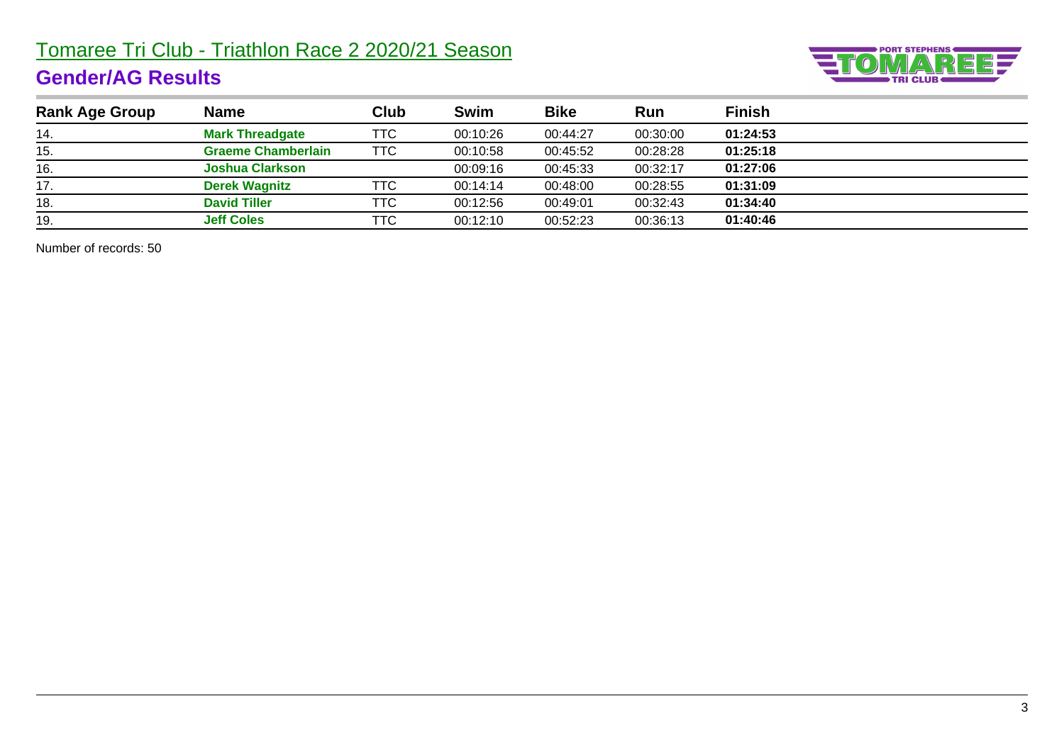# Tomaree Tri Club - Triathlon Race 2 2020/21 Season

## Gender/AG Results

| Rank Age Group | Name | Club | Swim | Bike | Run | Finish |
| --- | --- | --- | --- | --- | --- | --- |
| 14. | **Mark Threadgate** | TTC | 00:10:26 | 00:44:27 | 00:30:00 | **01:24:53** |
| 15. | **Graeme Chamberlain** | TTC | 00:10:58 | 00:45:52 | 00:28:28 | **01:25:18** |
| 16. | **Joshua Clarkson** | | 00:09:16 | 00:45:33 | 00:32:17 | **01:27:06** |
| 17. | **Derek Wagnitz** | TTC | 00:14:14 | 00:48:00 | 00:28:55 | **01:31:09** |
| 18. | **David Tiller** | TTC | 00:12:56 | 00:49:01 | 00:32:43 | **01:34:40** |
| 19. | **Jeff Coles** | TTC | 00:12:10 | 00:52:23 | 00:36:13 | **01:40:46** |

Number of records: 50